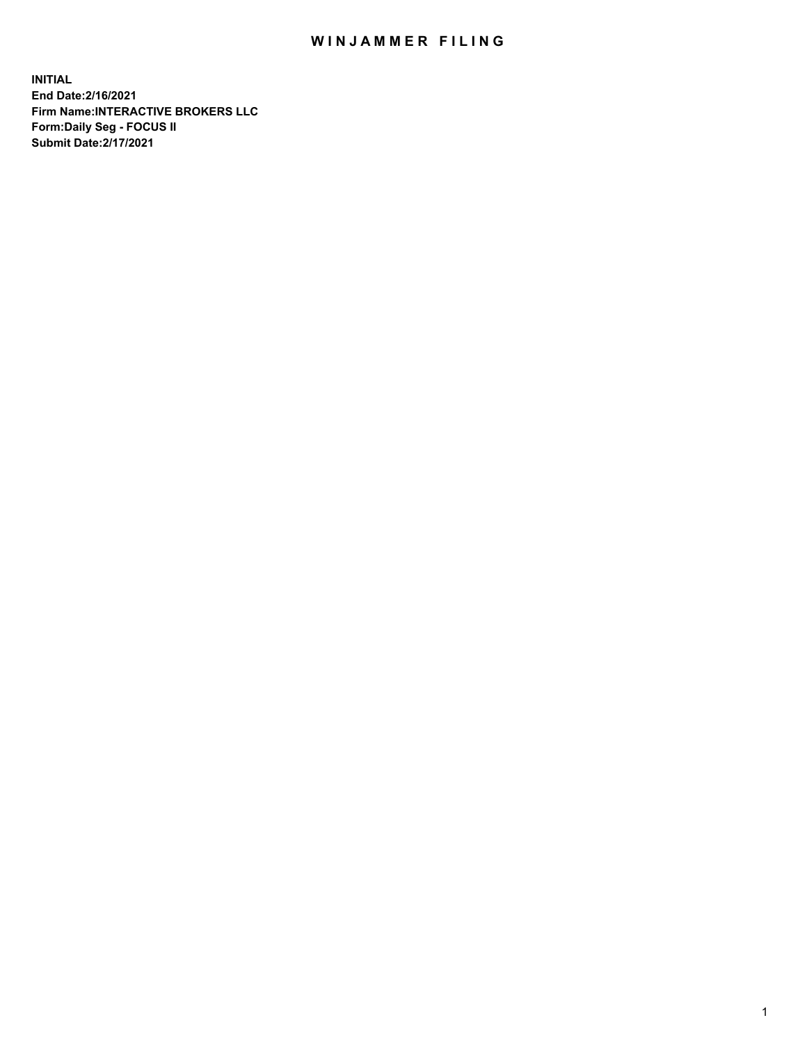# WINJAMMER FILING

**INITIAL**
**End Date:2/16/2021**
**Firm Name:INTERACTIVE BROKERS LLC**
**Form:Daily Seg - FOCUS II**
**Submit Date:2/17/2021**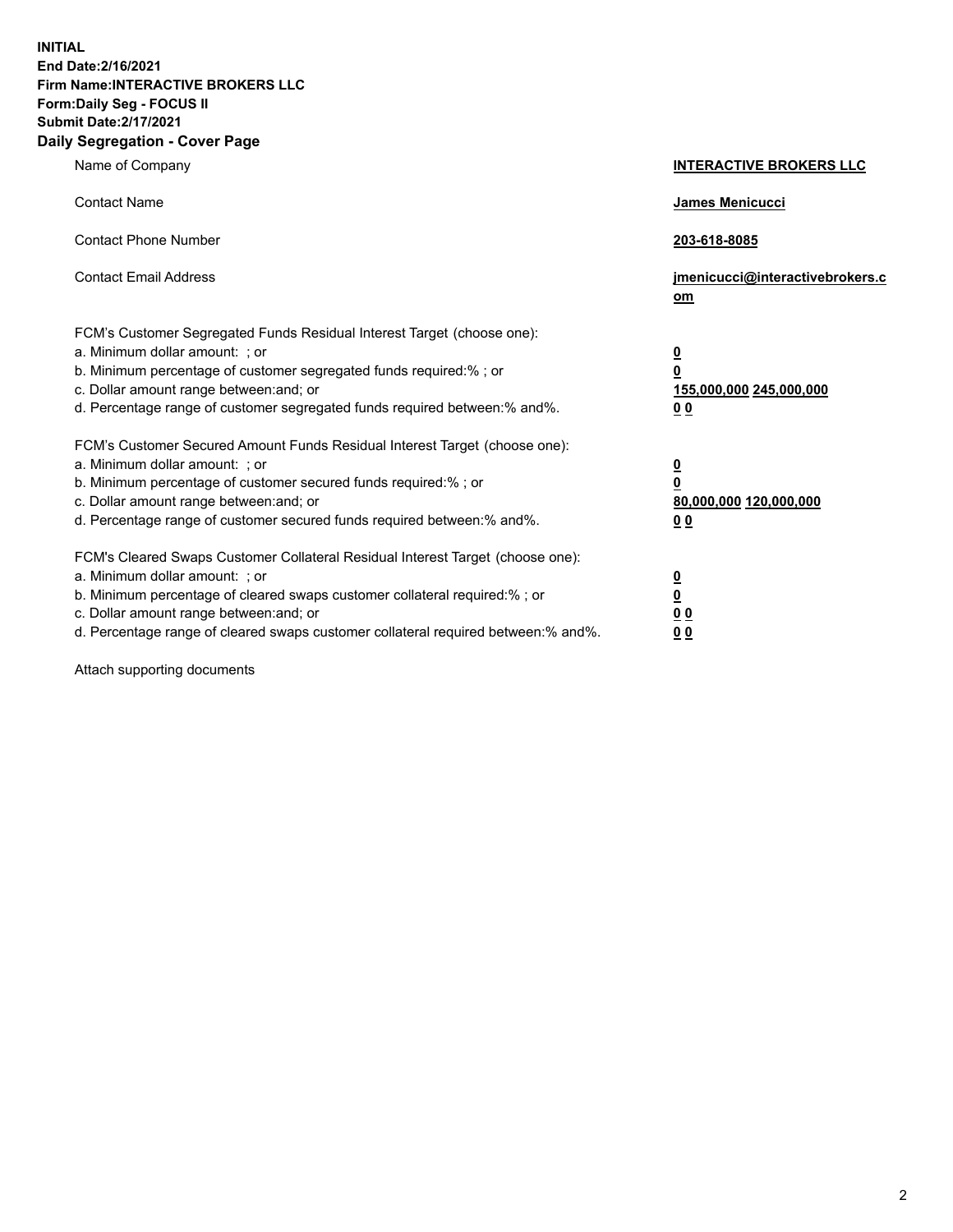**INITIAL**
**End Date:2/16/2021**
**Firm Name:INTERACTIVE BROKERS LLC**
**Form:Daily Seg - FOCUS II**
**Submit Date:2/17/2021**

## Daily Segregation - Cover Page

| | |
|---|---|
| Name of Company | **INTERACTIVE BROKERS LLC** |
| Contact Name | **James Menicucci** |
| Contact Phone Number | **203-618-8085** |
| Contact Email Address | **jmenicucci@interactivebrokers.com** |

| | |
|---|---|
| FCM's Customer Segregated Funds Residual Interest Target (choose one): | |
| a. Minimum dollar amount: ; or | **0** |
| b. Minimum percentage of customer segregated funds required:% ; or | **0** |
| c. Dollar amount range between:and; or | **155,000,000 245,000,000** |
| d. Percentage range of customer segregated funds required between:% and%. | **0 0** |
| FCM's Customer Secured Amount Funds Residual Interest Target (choose one): | |
| a. Minimum dollar amount: ; or | **0** |
| b. Minimum percentage of customer secured funds required:% ; or | **0** |
| c. Dollar amount range between:and; or | **80,000,000 120,000,000** |
| d. Percentage range of customer secured funds required between:% and%. | **0 0** |
| FCM's Cleared Swaps Customer Collateral Residual Interest Target (choose one): | |
| a. Minimum dollar amount: ; or | **0** |
| b. Minimum percentage of cleared swaps customer collateral required:% ; or | **0** |
| c. Dollar amount range between:and; or | **0 0** |
| d. Percentage range of cleared swaps customer collateral required between:% and%. | **0 0** |

Attach supporting documents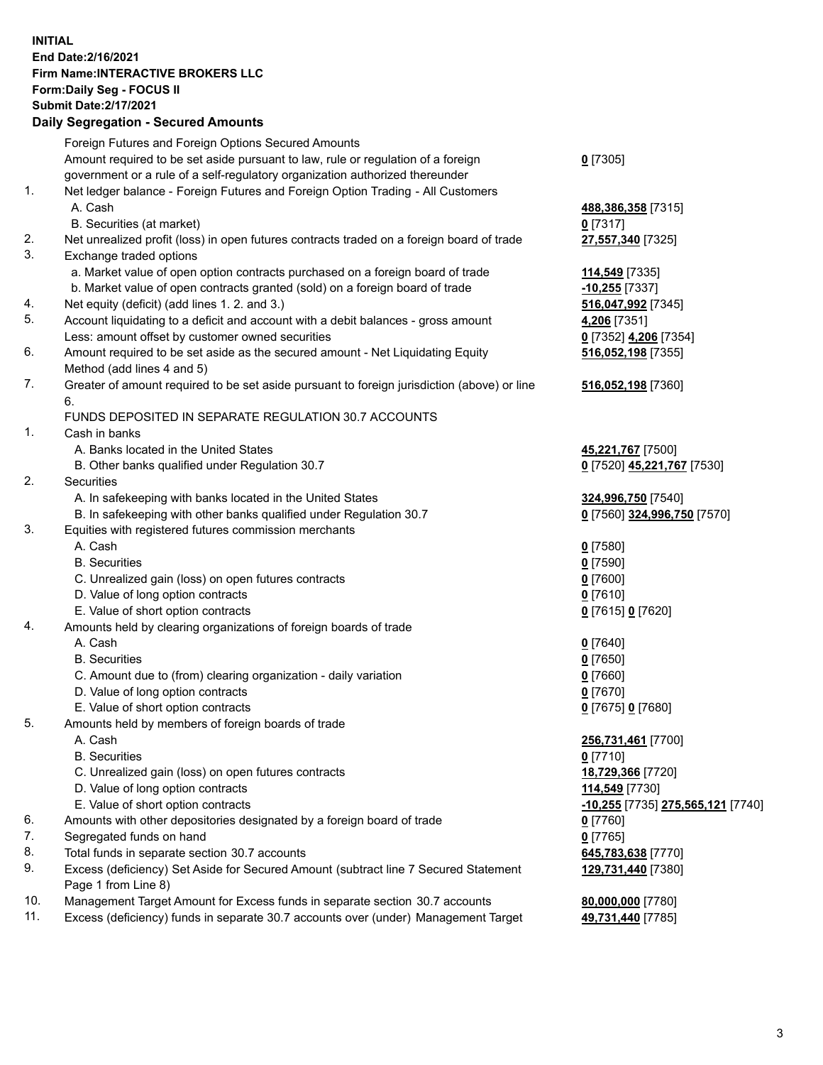**INITIAL**
**End Date:2/16/2021**
**Firm Name:INTERACTIVE BROKERS LLC**
**Form:Daily Seg - FOCUS II**
**Submit Date:2/17/2021**

## Daily Segregation - Secured Amounts

| | | |
|---|---|---|
| | Foreign Futures and Foreign Options Secured Amounts | |
| | Amount required to be set aside pursuant to law, rule or regulation of a foreign government or a rule of a self-regulatory organization authorized thereunder | **0** [7305] |
| 1. | Net ledger balance - Foreign Futures and Foreign Option Trading - All Customers | |
| | A. Cash | **488,386,358** [7315] |
| | B. Securities (at market) | **0** [7317] |
| 2. | Net unrealized profit (loss) in open futures contracts traded on a foreign board of trade | **27,557,340** [7325] |
| 3. | Exchange traded options | |
| | a. Market value of open option contracts purchased on a foreign board of trade | **114,549** [7335] |
| | b. Market value of open contracts granted (sold) on a foreign board of trade | **-10,255** [7337] |
| 4. | Net equity (deficit) (add lines 1. 2. and 3.) | **516,047,992** [7345] |
| 5. | Account liquidating to a deficit and account with a debit balances - gross amount | **4,206** [7351] |
| | Less: amount offset by customer owned securities | **0** [7352] **4,206** [7354] |
| 6. | Amount required to be set aside as the secured amount - Net Liquidating Equity Method (add lines 4 and 5) | **516,052,198** [7355] |
| 7. | Greater of amount required to be set aside pursuant to foreign jurisdiction (above) or line 6. | **516,052,198** [7360] |
| | FUNDS DEPOSITED IN SEPARATE REGULATION 30.7 ACCOUNTS | |
| 1. | Cash in banks | |
| | A. Banks located in the United States | **45,221,767** [7500] |
| | B. Other banks qualified under Regulation 30.7 | **0** [7520] **45,221,767** [7530] |
| 2. | Securities | |
| | A. In safekeeping with banks located in the United States | **324,996,750** [7540] |
| | B. In safekeeping with other banks qualified under Regulation 30.7 | **0** [7560] **324,996,750** [7570] |
| 3. | Equities with registered futures commission merchants | |
| | A. Cash | **0** [7580] |
| | B. Securities | **0** [7590] |
| | C. Unrealized gain (loss) on open futures contracts | **0** [7600] |
| | D. Value of long option contracts | **0** [7610] |
| | E. Value of short option contracts | **0** [7615] **0** [7620] |
| 4. | Amounts held by clearing organizations of foreign boards of trade | |
| | A. Cash | **0** [7640] |
| | B. Securities | **0** [7650] |
| | C. Amount due to (from) clearing organization - daily variation | **0** [7660] |
| | D. Value of long option contracts | **0** [7670] |
| | E. Value of short option contracts | **0** [7675] **0** [7680] |
| 5. | Amounts held by members of foreign boards of trade | |
| | A. Cash | **256,731,461** [7700] |
| | B. Securities | **0** [7710] |
| | C. Unrealized gain (loss) on open futures contracts | **18,729,366** [7720] |
| | D. Value of long option contracts | **114,549** [7730] |
| | E. Value of short option contracts | **-10,255** [7735] **275,565,121** [7740] |
| 6. | Amounts with other depositories designated by a foreign board of trade | **0** [7760] |
| 7. | Segregated funds on hand | **0** [7765] |
| 8. | Total funds in separate section 30.7 accounts | **645,783,638** [7770] |
| 9. | Excess (deficiency) Set Aside for Secured Amount (subtract line 7 Secured Statement Page 1 from Line 8) | **129,731,440** [7380] |
| 10. | Management Target Amount for Excess funds in separate section 30.7 accounts | **80,000,000** [7780] |
| 11. | Excess (deficiency) funds in separate 30.7 accounts over (under) Management Target | **49,731,440** [7785] |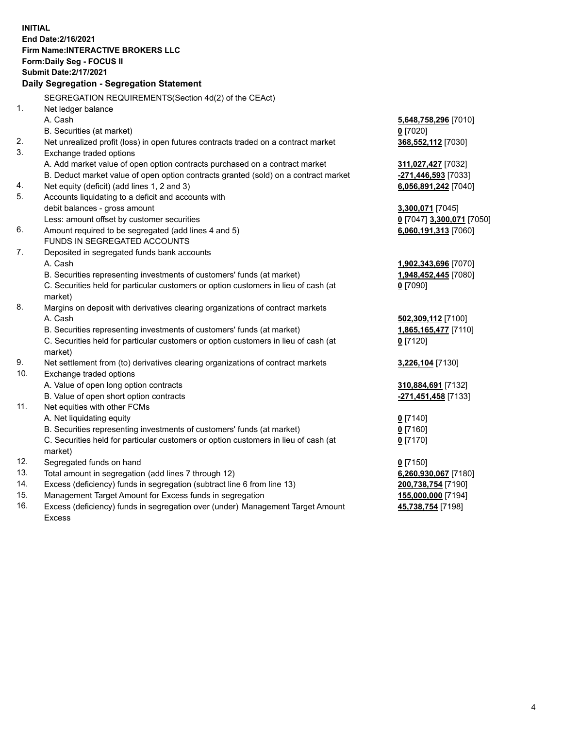**INITIAL**
**End Date:2/16/2021**
**Firm Name:INTERACTIVE BROKERS LLC**
**Form:Daily Seg - FOCUS II**
**Submit Date:2/17/2021**

**Daily Segregation - Segregation Statement**

SEGREGATION REQUIREMENTS(Section 4d(2) of the CEAct)

| | | |
|---|---|---|
| 1. | Net ledger balance | |
| | A. Cash | **5,648,758,296** [7010] |
| | B. Securities (at market) | **0** [7020] |
| 2. | Net unrealized profit (loss) in open futures contracts traded on a contract market | **368,552,112** [7030] |
| 3. | Exchange traded options | |
| | A. Add market value of open option contracts purchased on a contract market | **311,027,427** [7032] |
| | B. Deduct market value of open option contracts granted (sold) on a contract market | **-271,446,593** [7033] |
| 4. | Net equity (deficit) (add lines 1, 2 and 3) | **6,056,891,242** [7040] |
| 5. | Accounts liquidating to a deficit and accounts with debit balances - gross amount | **3,300,071** [7045] |
| | Less: amount offset by customer securities | **0** [7047] **3,300,071** [7050] |
| 6. | Amount required to be segregated (add lines 4 and 5) | **6,060,191,313** [7060] |
| | FUNDS IN SEGREGATED ACCOUNTS | |
| 7. | Deposited in segregated funds bank accounts | |
| | A. Cash | **1,902,343,696** [7070] |
| | B. Securities representing investments of customers' funds (at market) | **1,948,452,445** [7080] |
| | C. Securities held for particular customers or option customers in lieu of cash (at market) | **0** [7090] |
| 8. | Margins on deposit with derivatives clearing organizations of contract markets | |
| | A. Cash | **502,309,112** [7100] |
| | B. Securities representing investments of customers' funds (at market) | **1,865,165,477** [7110] |
| | C. Securities held for particular customers or option customers in lieu of cash (at market) | **0** [7120] |
| 9. | Net settlement from (to) derivatives clearing organizations of contract markets | **3,226,104** [7130] |
| 10. | Exchange traded options | |
| | A. Value of open long option contracts | **310,884,691** [7132] |
| | B. Value of open short option contracts | **-271,451,458** [7133] |
| 11. | Net equities with other FCMs | |
| | A. Net liquidating equity | **0** [7140] |
| | B. Securities representing investments of customers' funds (at market) | **0** [7160] |
| | C. Securities held for particular customers or option customers in lieu of cash (at market) | **0** [7170] |
| 12. | Segregated funds on hand | **0** [7150] |
| 13. | Total amount in segregation (add lines 7 through 12) | **6,260,930,067** [7180] |
| 14. | Excess (deficiency) funds in segregation (subtract line 6 from line 13) | **200,738,754** [7190] |
| 15. | Management Target Amount for Excess funds in segregation | **155,000,000** [7194] |
| 16. | Excess (deficiency) funds in segregation over (under) Management Target Amount Excess | **45,738,754** [7198] |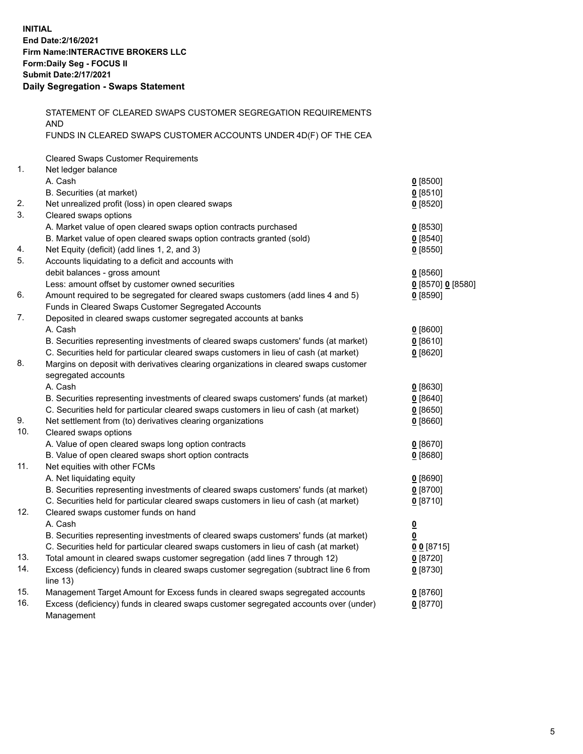**INITIAL**
**End Date:2/16/2021**
**Firm Name:INTERACTIVE BROKERS LLC**
**Form:Daily Seg - FOCUS II**
**Submit Date:2/17/2021**
**Daily Segregation - Swaps Statement**

STATEMENT OF CLEARED SWAPS CUSTOMER SEGREGATION REQUIREMENTS AND
FUNDS IN CLEARED SWAPS CUSTOMER ACCOUNTS UNDER 4D(F) OF THE CEA

| | | |
|---|---|---|
| | Cleared Swaps Customer Requirements | |
| 1. | Net ledger balance | |
| | A. Cash | 0 [8500] |
| | B. Securities (at market) | 0 [8510] |
| 2. | Net unrealized profit (loss) in open cleared swaps | 0 [8520] |
| 3. | Cleared swaps options | |
| | A. Market value of open cleared swaps option contracts purchased | 0 [8530] |
| | B. Market value of open cleared swaps option contracts granted (sold) | 0 [8540] |
| 4. | Net Equity (deficit) (add lines 1, 2, and 3) | 0 [8550] |
| 5. | Accounts liquidating to a deficit and accounts with debit balances - gross amount | 0 [8560] |
| | Less: amount offset by customer owned securities | 0 [8570] 0 [8580] |
| 6. | Amount required to be segregated for cleared swaps customers (add lines 4 and 5) | 0 [8590] |
| | Funds in Cleared Swaps Customer Segregated Accounts | |
| 7. | Deposited in cleared swaps customer segregated accounts at banks | |
| | A. Cash | 0 [8600] |
| | B. Securities representing investments of cleared swaps customers' funds (at market) | 0 [8610] |
| | C. Securities held for particular cleared swaps customers in lieu of cash (at market) | 0 [8620] |
| 8. | Margins on deposit with derivatives clearing organizations in cleared swaps customer segregated accounts | |
| | A. Cash | 0 [8630] |
| | B. Securities representing investments of cleared swaps customers' funds (at market) | 0 [8640] |
| | C. Securities held for particular cleared swaps customers in lieu of cash (at market) | 0 [8650] |
| 9. | Net settlement from (to) derivatives clearing organizations | 0 [8660] |
| 10. | Cleared swaps options | |
| | A. Value of open cleared swaps long option contracts | 0 [8670] |
| | B. Value of open cleared swaps short option contracts | 0 [8680] |
| 11. | Net equities with other FCMs | |
| | A. Net liquidating equity | 0 [8690] |
| | B. Securities representing investments of cleared swaps customers' funds (at market) | 0 [8700] |
| | C. Securities held for particular cleared swaps customers in lieu of cash (at market) | 0 [8710] |
| 12. | Cleared swaps customer funds on hand | |
| | A. Cash | 0 |
| | B. Securities representing investments of cleared swaps customers' funds (at market) | 0 |
| | C. Securities held for particular cleared swaps customers in lieu of cash (at market) | 0 0 [8715] |
| 13. | Total amount in cleared swaps customer segregation (add lines 7 through 12) | 0 [8720] |
| 14. | Excess (deficiency) funds in cleared swaps customer segregation (subtract line 6 from line 13) | 0 [8730] |
| 15. | Management Target Amount for Excess funds in cleared swaps segregated accounts | 0 [8760] |
| 16. | Excess (deficiency) funds in cleared swaps customer segregated accounts over (under) Management | 0 [8770] |